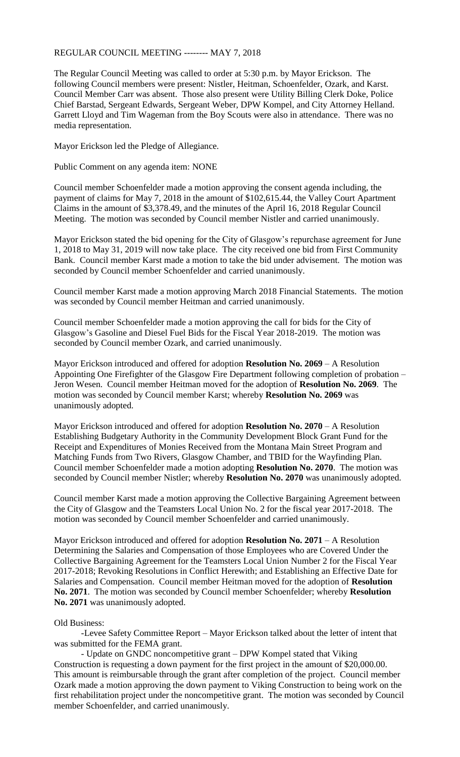REGULAR COUNCIL MEETING -------- MAY 7, 2018

The Regular Council Meeting was called to order at 5:30 p.m. by Mayor Erickson. The following Council members were present: Nistler, Heitman, Schoenfelder, Ozark, and Karst. Council Member Carr was absent. Those also present were Utility Billing Clerk Doke, Police Chief Barstad, Sergeant Edwards, Sergeant Weber, DPW Kompel, and City Attorney Helland. Garrett Lloyd and Tim Wageman from the Boy Scouts were also in attendance. There was no media representation.

Mayor Erickson led the Pledge of Allegiance.

Public Comment on any agenda item: NONE

Council member Schoenfelder made a motion approving the consent agenda including, the payment of claims for May 7, 2018 in the amount of $102,615.44, the Valley Court Apartment Claims in the amount of $3,378.49, and the minutes of the April 16, 2018 Regular Council Meeting. The motion was seconded by Council member Nistler and carried unanimously.

Mayor Erickson stated the bid opening for the City of Glasgow's repurchase agreement for June 1, 2018 to May 31, 2019 will now take place. The city received one bid from First Community Bank. Council member Karst made a motion to take the bid under advisement. The motion was seconded by Council member Schoenfelder and carried unanimously.

Council member Karst made a motion approving March 2018 Financial Statements. The motion was seconded by Council member Heitman and carried unanimously.

Council member Schoenfelder made a motion approving the call for bids for the City of Glasgow's Gasoline and Diesel Fuel Bids for the Fiscal Year 2018-2019. The motion was seconded by Council member Ozark, and carried unanimously.

Mayor Erickson introduced and offered for adoption **Resolution No. 2069** – A Resolution Appointing One Firefighter of the Glasgow Fire Department following completion of probation – Jeron Wesen. Council member Heitman moved for the adoption of **Resolution No. 2069**. The motion was seconded by Council member Karst; whereby **Resolution No. 2069** was unanimously adopted.

Mayor Erickson introduced and offered for adoption **Resolution No. 2070** – A Resolution Establishing Budgetary Authority in the Community Development Block Grant Fund for the Receipt and Expenditures of Monies Received from the Montana Main Street Program and Matching Funds from Two Rivers, Glasgow Chamber, and TBID for the Wayfinding Plan. Council member Schoenfelder made a motion adopting **Resolution No. 2070**. The motion was seconded by Council member Nistler; whereby **Resolution No. 2070** was unanimously adopted.

Council member Karst made a motion approving the Collective Bargaining Agreement between the City of Glasgow and the Teamsters Local Union No. 2 for the fiscal year 2017-2018. The motion was seconded by Council member Schoenfelder and carried unanimously.

Mayor Erickson introduced and offered for adoption **Resolution No. 2071** – A Resolution Determining the Salaries and Compensation of those Employees who are Covered Under the Collective Bargaining Agreement for the Teamsters Local Union Number 2 for the Fiscal Year 2017-2018; Revoking Resolutions in Conflict Herewith; and Establishing an Effective Date for Salaries and Compensation. Council member Heitman moved for the adoption of **Resolution No. 2071**. The motion was seconded by Council member Schoenfelder; whereby **Resolution No. 2071** was unanimously adopted.

Old Business:

-Levee Safety Committee Report – Mayor Erickson talked about the letter of intent that was submitted for the FEMA grant.

- Update on GNDC noncompetitive grant – DPW Kompel stated that Viking Construction is requesting a down payment for the first project in the amount of $20,000.00. This amount is reimbursable through the grant after completion of the project. Council member Ozark made a motion approving the down payment to Viking Construction to being work on the first rehabilitation project under the noncompetitive grant. The motion was seconded by Council member Schoenfelder, and carried unanimously.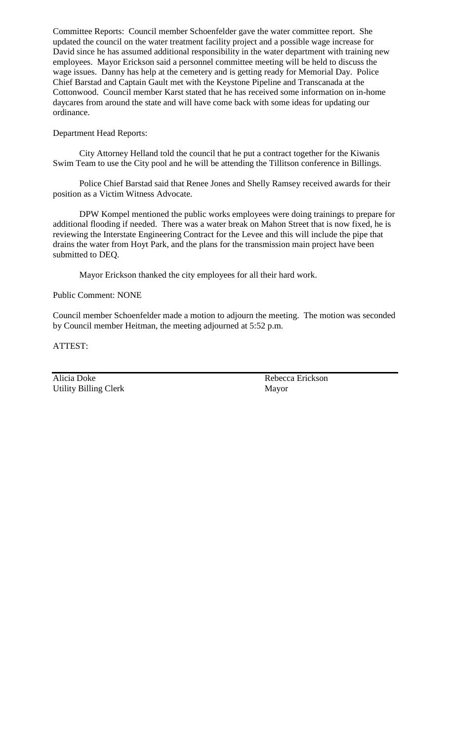Committee Reports: Council member Schoenfelder gave the water committee report. She updated the council on the water treatment facility project and a possible wage increase for David since he has assumed additional responsibility in the water department with training new employees. Mayor Erickson said a personnel committee meeting will be held to discuss the wage issues. Danny has help at the cemetery and is getting ready for Memorial Day. Police Chief Barstad and Captain Gault met with the Keystone Pipeline and Transcanada at the Cottonwood. Council member Karst stated that he has received some information on in-home daycares from around the state and will have come back with some ideas for updating our ordinance.

Department Head Reports:

City Attorney Helland told the council that he put a contract together for the Kiwanis Swim Team to use the City pool and he will be attending the Tillitson conference in Billings.

Police Chief Barstad said that Renee Jones and Shelly Ramsey received awards for their position as a Victim Witness Advocate.

DPW Kompel mentioned the public works employees were doing trainings to prepare for additional flooding if needed. There was a water break on Mahon Street that is now fixed, he is reviewing the Interstate Engineering Contract for the Levee and this will include the pipe that drains the water from Hoyt Park, and the plans for the transmission main project have been submitted to DEQ.

Mayor Erickson thanked the city employees for all their hard work.

Public Comment: NONE

Council member Schoenfelder made a motion to adjourn the meeting. The motion was seconded by Council member Heitman, the meeting adjourned at 5:52 p.m.

ATTEST:

Alicia Doke
Utility Billing Clerk

Rebecca Erickson
Mayor